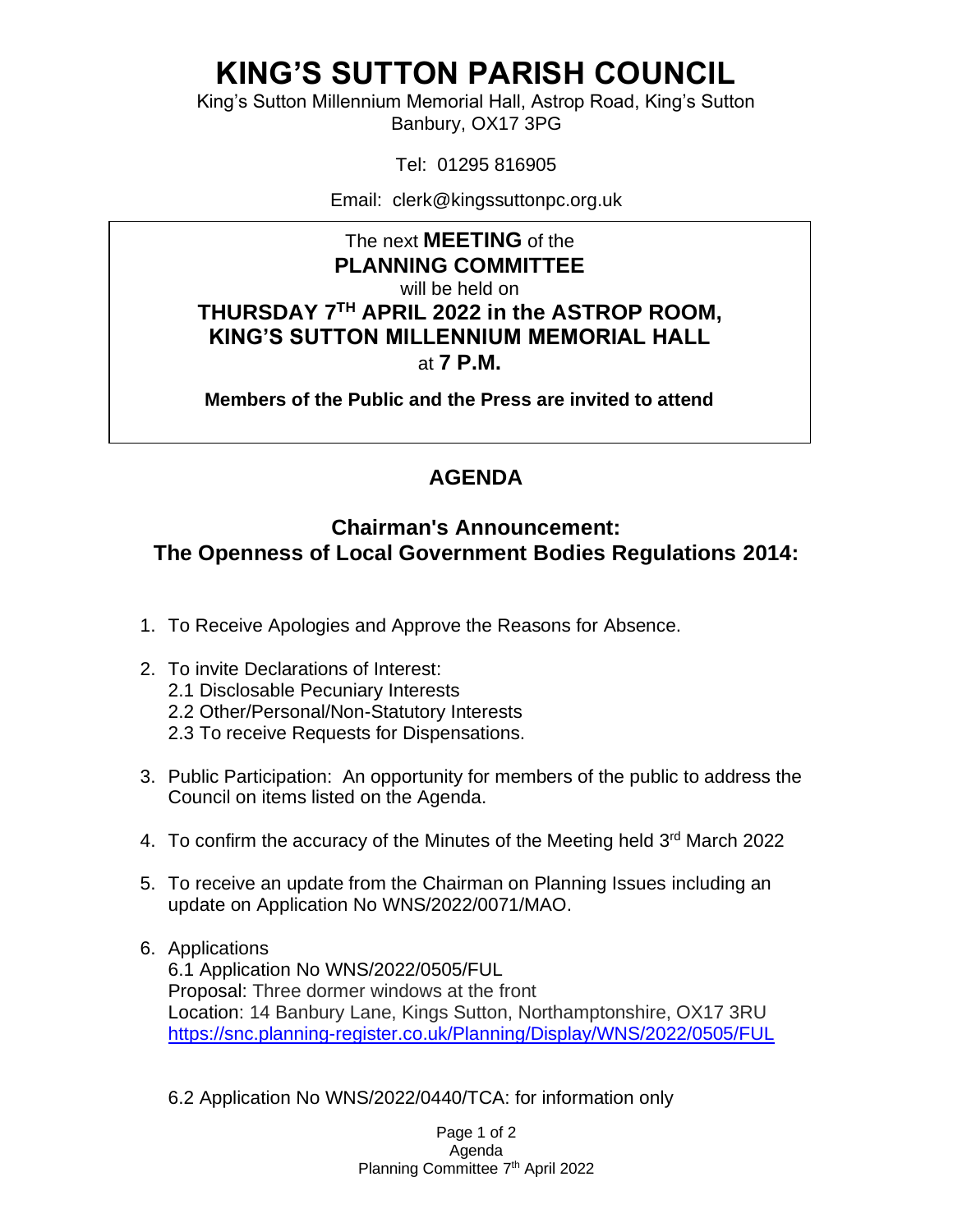# KING'S SUTTON PARISH COUNCIL

King's Sutton Millennium Memorial Hall, Astrop Road, King's Sutton
Banbury, OX17 3PG

Tel: 01295 816905

Email: clerk@kingssuttonpc.org.uk

The next **MEETING** of the
**PLANNING COMMITTEE**
will be held on
**THURSDAY 7TH APRIL 2022 in the ASTROP ROOM, KING'S SUTTON MILLENNIUM MEMORIAL HALL**
at **7 P.M.**

**Members of the Public and the Press are invited to attend**

## AGENDA

### Chairman's Announcement: The Openness of Local Government Bodies Regulations 2014:

1. To Receive Apologies and Approve the Reasons for Absence.
2. To invite Declarations of Interest:
   2.1 Disclosable Pecuniary Interests
   2.2 Other/Personal/Non-Statutory Interests
   2.3 To receive Requests for Dispensations.
3. Public Participation: An opportunity for members of the public to address the Council on items listed on the Agenda.
4. To confirm the accuracy of the Minutes of the Meeting held 3rd March 2022
5. To receive an update from the Chairman on Planning Issues including an update on Application No WNS/2022/0071/MAO.
6. Applications
   6.1 Application No WNS/2022/0505/FUL
   Proposal: Three dormer windows at the front
   Location: 14 Banbury Lane, Kings Sutton, Northamptonshire, OX17 3RU
   https://snc.planning-register.co.uk/Planning/Display/WNS/2022/0505/FUL

   6.2 Application No WNS/2022/0440/TCA: for information only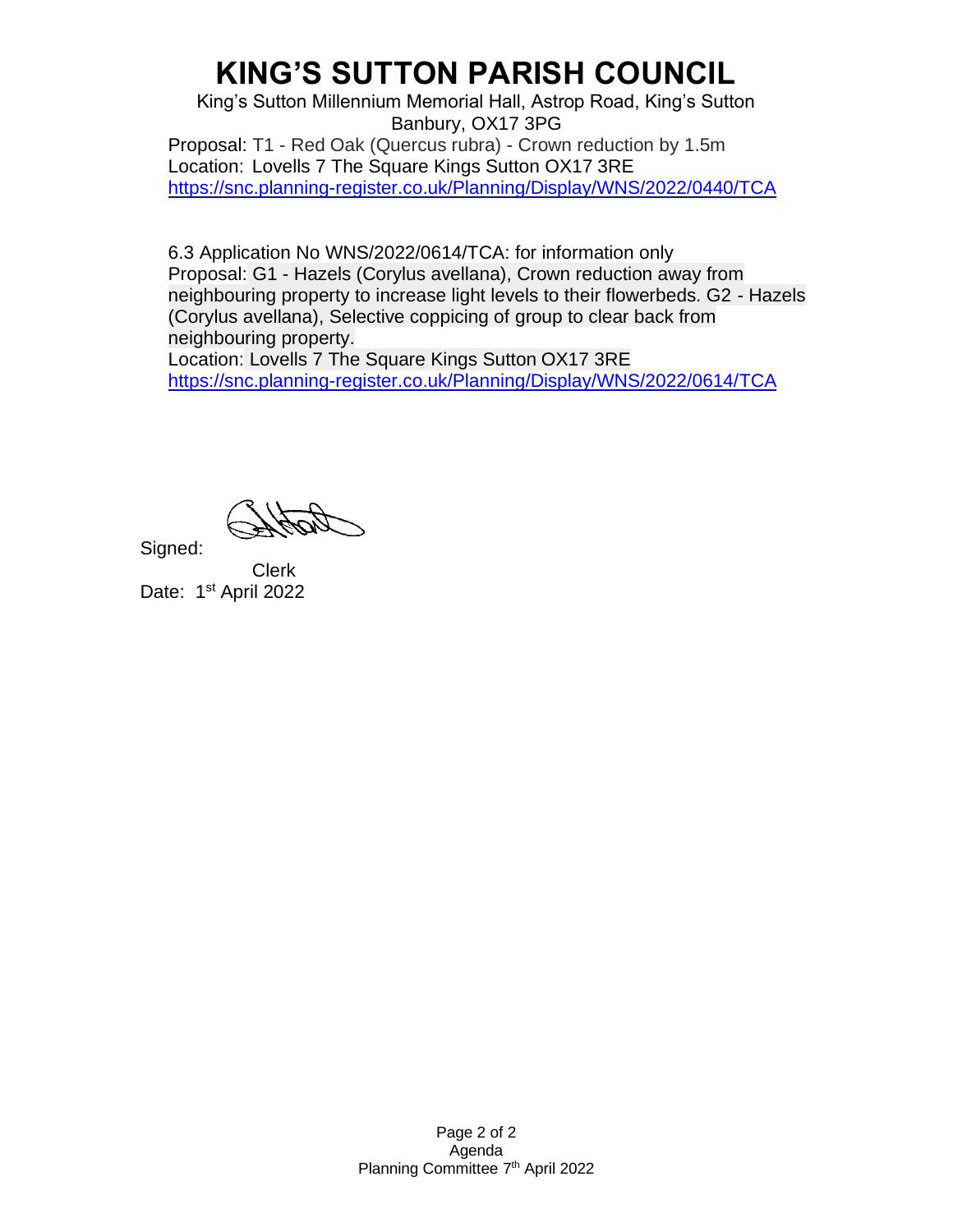# KING'S SUTTON PARISH COUNCIL

King's Sutton Millennium Memorial Hall, Astrop Road, King's Sutton
Banbury, OX17 3PG

Proposal: T1 - Red Oak (Quercus rubra) - Crown reduction by 1.5m
Location: Lovells 7 The Square Kings Sutton OX17 3RE
https://snc.planning-register.co.uk/Planning/Display/WNS/2022/0440/TCA

6.3 Application No WNS/2022/0614/TCA: for information only
Proposal: G1 - Hazels (Corylus avellana), Crown reduction away from neighbouring property to increase light levels to their flowerbeds. G2 - Hazels (Corylus avellana), Selective coppicing of group to clear back from neighbouring property.
Location: Lovells 7 The Square Kings Sutton OX17 3RE
https://snc.planning-register.co.uk/Planning/Display/WNS/2022/0614/TCA

Signed:

Clerk

Date: 1st April 2022